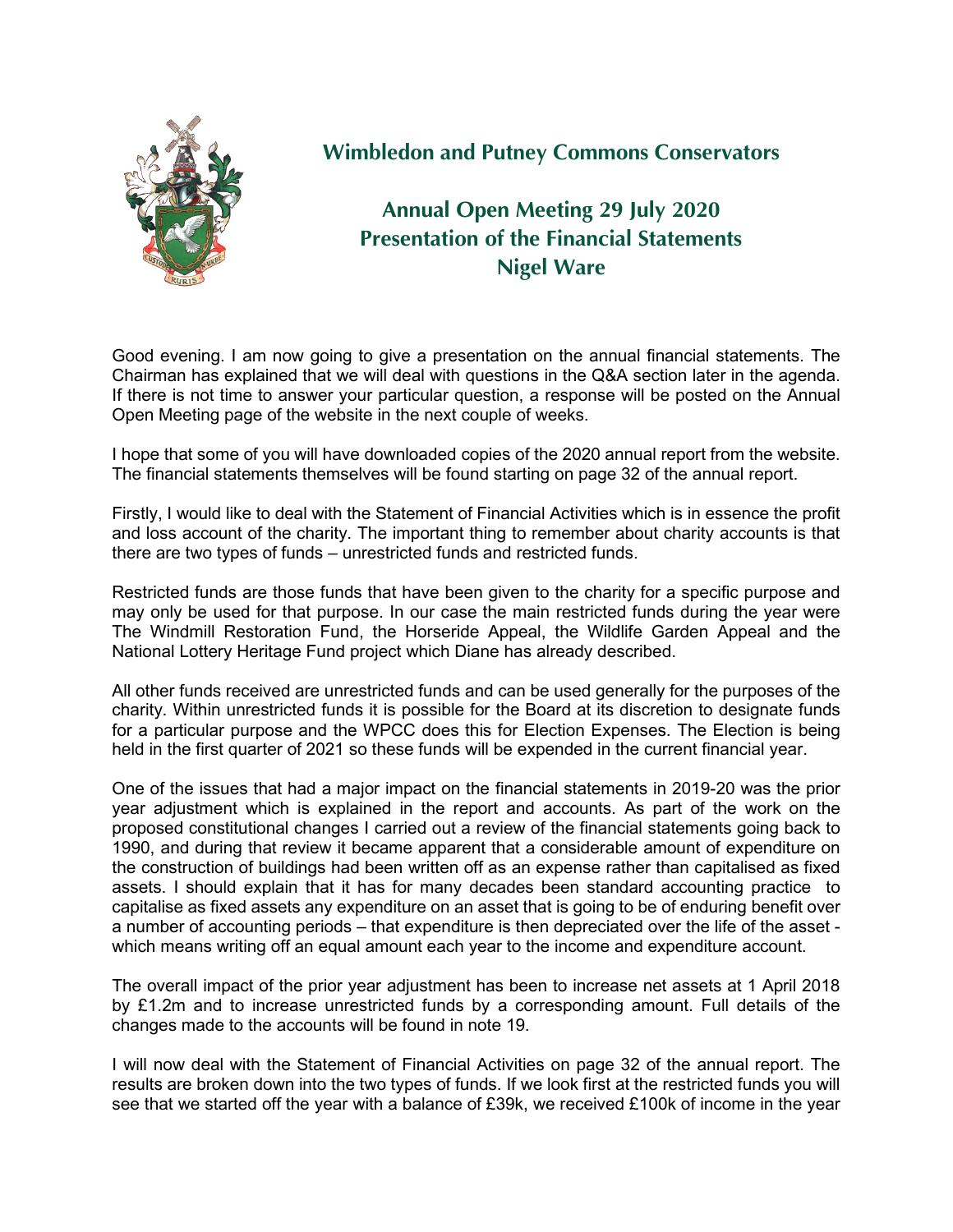# Wimbledon and Putney Commons Conservators

## Annual Open Meeting 29 July 2020
## Presentation of the Financial Statements
## Nigel Ware

Good evening. I am now going to give a presentation on the annual financial statements. The Chairman has explained that we will deal with questions in the Q&A section later in the agenda. If there is not time to answer your particular question, a response will be posted on the Annual Open Meeting page of the website in the next couple of weeks.

I hope that some of you will have downloaded copies of the 2020 annual report from the website. The financial statements themselves will be found starting on page 32 of the annual report.

Firstly, I would like to deal with the Statement of Financial Activities which is in essence the profit and loss account of the charity. The important thing to remember about charity accounts is that there are two types of funds – unrestricted funds and restricted funds.

Restricted funds are those funds that have been given to the charity for a specific purpose and may only be used for that purpose. In our case the main restricted funds during the year were The Windmill Restoration Fund, the Horseride Appeal, the Wildlife Garden Appeal and the National Lottery Heritage Fund project which Diane has already described.

All other funds received are unrestricted funds and can be used generally for the purposes of the charity. Within unrestricted funds it is possible for the Board at its discretion to designate funds for a particular purpose and the WPCC does this for Election Expenses. The Election is being held in the first quarter of 2021 so these funds will be expended in the current financial year.

One of the issues that had a major impact on the financial statements in 2019-20 was the prior year adjustment which is explained in the report and accounts. As part of the work on the proposed constitutional changes I carried out a review of the financial statements going back to 1990, and during that review it became apparent that a considerable amount of expenditure on the construction of buildings had been written off as an expense rather than capitalised as fixed assets. I should explain that it has for many decades been standard accounting practice to capitalise as fixed assets any expenditure on an asset that is going to be of enduring benefit over a number of accounting periods – that expenditure is then depreciated over the life of the asset - which means writing off an equal amount each year to the income and expenditure account.

The overall impact of the prior year adjustment has been to increase net assets at 1 April 2018 by £1.2m and to increase unrestricted funds by a corresponding amount. Full details of the changes made to the accounts will be found in note 19.

I will now deal with the Statement of Financial Activities on page 32 of the annual report. The results are broken down into the two types of funds. If we look first at the restricted funds you will see that we started off the year with a balance of £39k, we received £100k of income in the year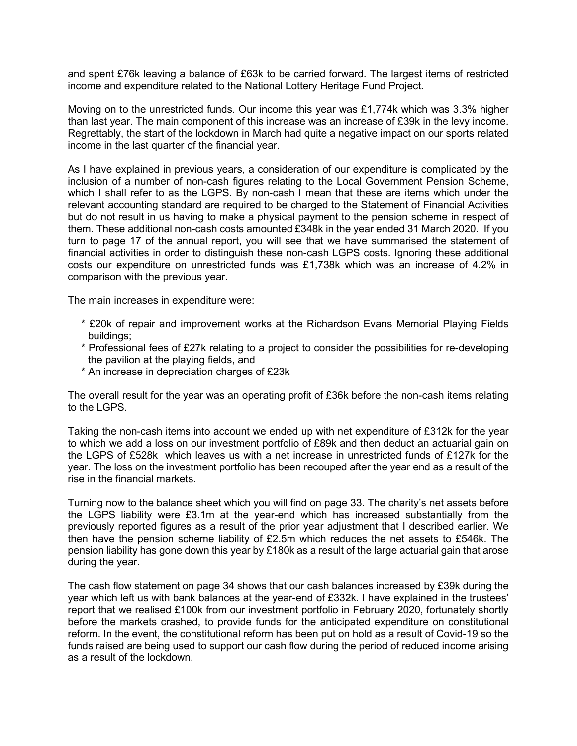and spent £76k leaving a balance of £63k to be carried forward. The largest items of restricted income and expenditure related to the National Lottery Heritage Fund Project.

Moving on to the unrestricted funds. Our income this year was £1,774k which was 3.3% higher than last year. The main component of this increase was an increase of £39k in the levy income. Regrettably, the start of the lockdown in March had quite a negative impact on our sports related income in the last quarter of the financial year.

As I have explained in previous years, a consideration of our expenditure is complicated by the inclusion of a number of non-cash figures relating to the Local Government Pension Scheme, which I shall refer to as the LGPS. By non-cash I mean that these are items which under the relevant accounting standard are required to be charged to the Statement of Financial Activities but do not result in us having to make a physical payment to the pension scheme in respect of them. These additional non-cash costs amounted £348k in the year ended 31 March 2020. If you turn to page 17 of the annual report, you will see that we have summarised the statement of financial activities in order to distinguish these non-cash LGPS costs. Ignoring these additional costs our expenditure on unrestricted funds was £1,738k which was an increase of 4.2% in comparison with the previous year.

The main increases in expenditure were:

* £20k of repair and improvement works at the Richardson Evans Memorial Playing Fields buildings;
* Professional fees of £27k relating to a project to consider the possibilities for re-developing the pavilion at the playing fields, and
* An increase in depreciation charges of £23k

The overall result for the year was an operating profit of £36k before the non-cash items relating to the LGPS.

Taking the non-cash items into account we ended up with net expenditure of £312k for the year to which we add a loss on our investment portfolio of £89k and then deduct an actuarial gain on the LGPS of £528k which leaves us with a net increase in unrestricted funds of £127k for the year. The loss on the investment portfolio has been recouped after the year end as a result of the rise in the financial markets.

Turning now to the balance sheet which you will find on page 33. The charity's net assets before the LGPS liability were £3.1m at the year-end which has increased substantially from the previously reported figures as a result of the prior year adjustment that I described earlier. We then have the pension scheme liability of £2.5m which reduces the net assets to £546k. The pension liability has gone down this year by £180k as a result of the large actuarial gain that arose during the year.

The cash flow statement on page 34 shows that our cash balances increased by £39k during the year which left us with bank balances at the year-end of £332k. I have explained in the trustees' report that we realised £100k from our investment portfolio in February 2020, fortunately shortly before the markets crashed, to provide funds for the anticipated expenditure on constitutional reform. In the event, the constitutional reform has been put on hold as a result of Covid-19 so the funds raised are being used to support our cash flow during the period of reduced income arising as a result of the lockdown.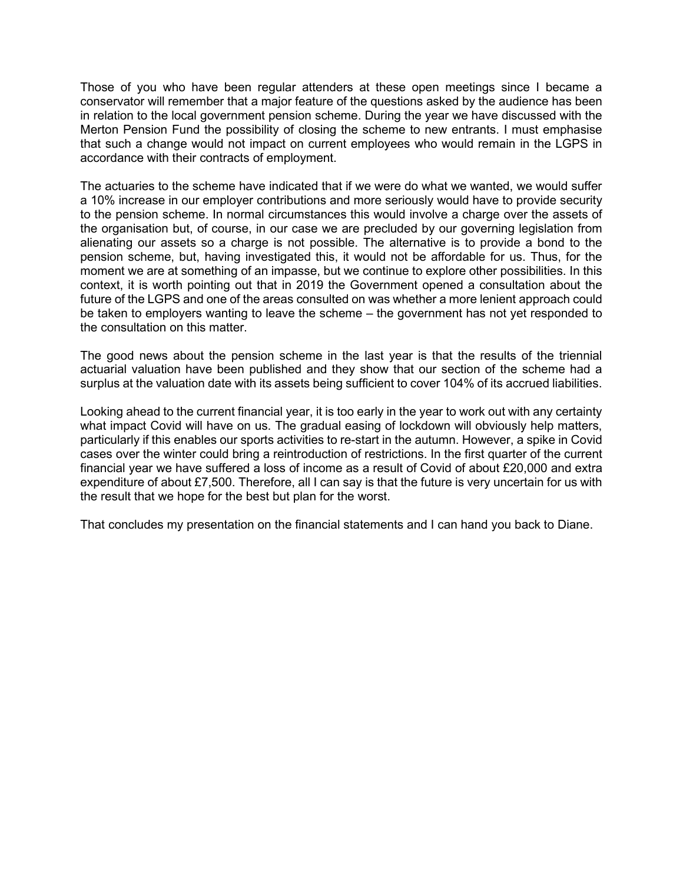Those of you who have been regular attenders at these open meetings since I became a conservator will remember that a major feature of the questions asked by the audience has been in relation to the local government pension scheme. During the year we have discussed with the Merton Pension Fund the possibility of closing the scheme to new entrants. I must emphasise that such a change would not impact on current employees who would remain in the LGPS in accordance with their contracts of employment.

The actuaries to the scheme have indicated that if we were do what we wanted, we would suffer a 10% increase in our employer contributions and more seriously would have to provide security to the pension scheme. In normal circumstances this would involve a charge over the assets of the organisation but, of course, in our case we are precluded by our governing legislation from alienating our assets so a charge is not possible. The alternative is to provide a bond to the pension scheme, but, having investigated this, it would not be affordable for us. Thus, for the moment we are at something of an impasse, but we continue to explore other possibilities. In this context, it is worth pointing out that in 2019 the Government opened a consultation about the future of the LGPS and one of the areas consulted on was whether a more lenient approach could be taken to employers wanting to leave the scheme – the government has not yet responded to the consultation on this matter.

The good news about the pension scheme in the last year is that the results of the triennial actuarial valuation have been published and they show that our section of the scheme had a surplus at the valuation date with its assets being sufficient to cover 104% of its accrued liabilities.

Looking ahead to the current financial year, it is too early in the year to work out with any certainty what impact Covid will have on us. The gradual easing of lockdown will obviously help matters, particularly if this enables our sports activities to re-start in the autumn. However, a spike in Covid cases over the winter could bring a reintroduction of restrictions. In the first quarter of the current financial year we have suffered a loss of income as a result of Covid of about £20,000 and extra expenditure of about £7,500. Therefore, all I can say is that the future is very uncertain for us with the result that we hope for the best but plan for the worst.

That concludes my presentation on the financial statements and I can hand you back to Diane.